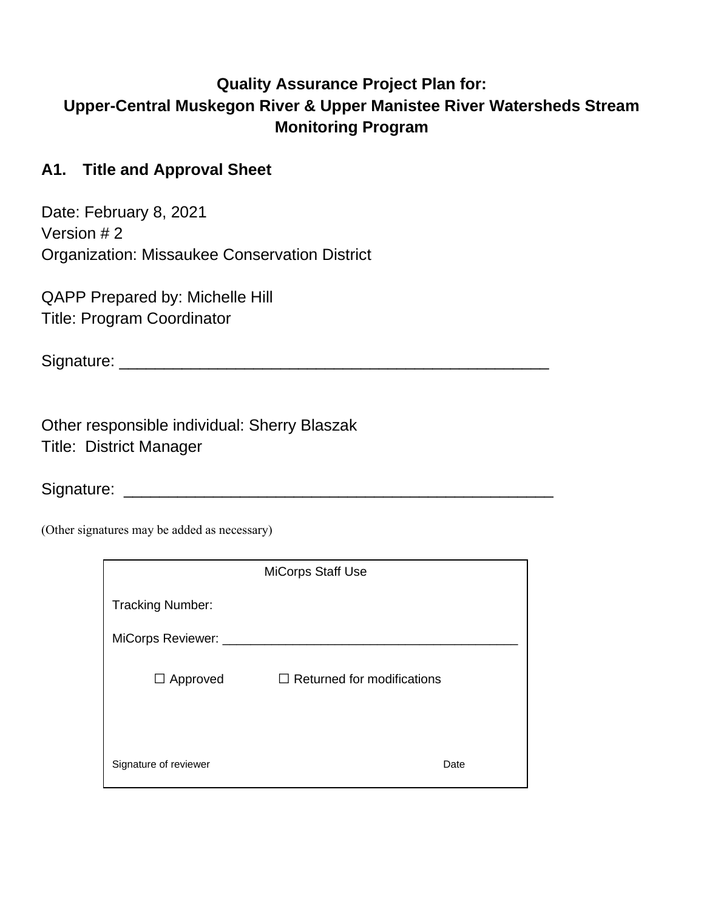# Quality Assurance Project Plan for:
# Upper-Central Muskegon River & Upper Manistee River Watersheds Stream Monitoring Program

## A1. Title and Approval Sheet

Date: February 8, 2021
Version # 2
Organization: Missaukee Conservation District

QAPP Prepared by: Michelle Hill
Title: Program Coordinator

Signature: _______________________________________________

Other responsible individual: Sherry Blaszak
Title: District Manager

Signature: _______________________________________________

(Other signatures may be added as necessary)

| MiCorps Staff Use | |
|---|---|
| Tracking Number: | |
| MiCorps Reviewer: _______________________________________ | |
| ☐ Approved | ☐ Returned for modifications |
| Signature of reviewer | Date |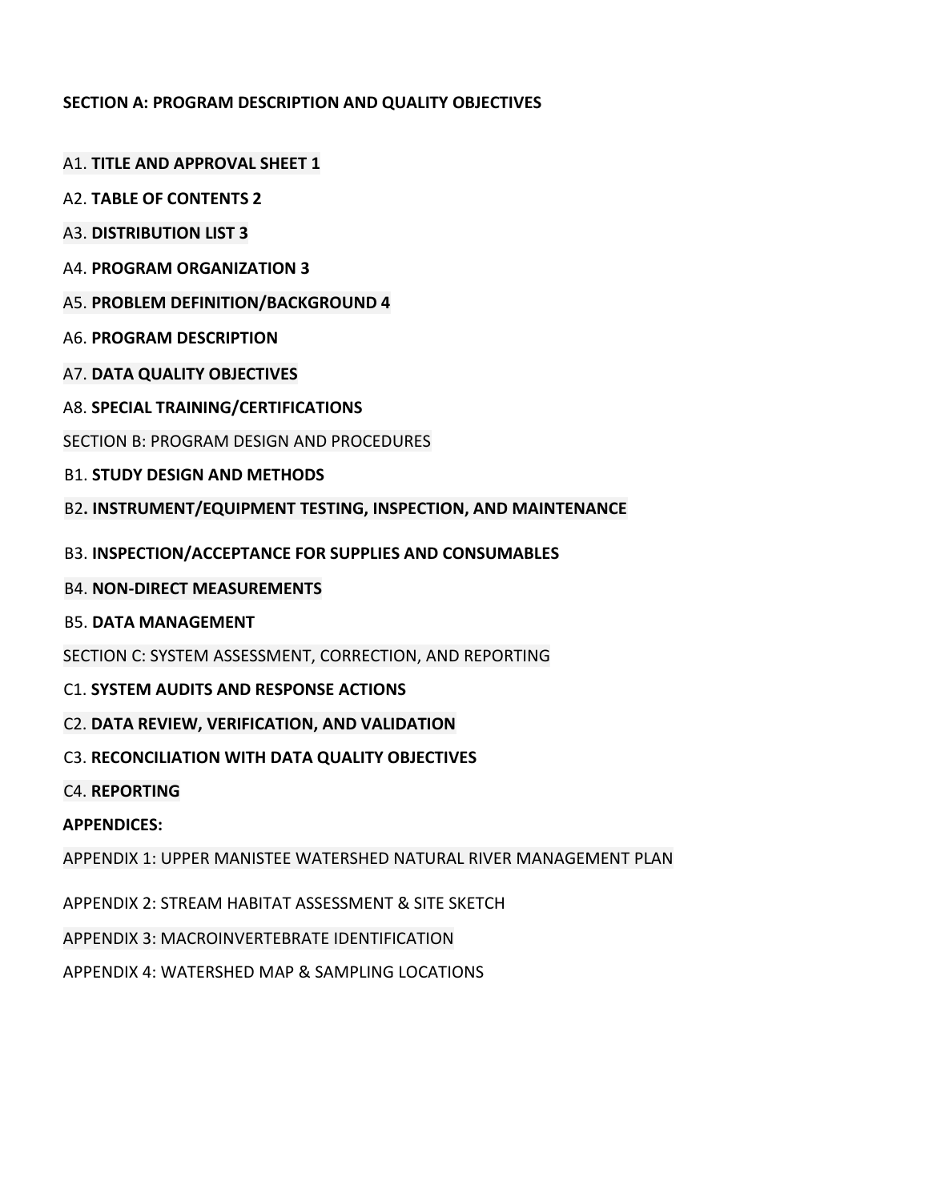**SECTION A: PROGRAM DESCRIPTION AND QUALITY OBJECTIVES**

A1. **TITLE AND APPROVAL SHEET 1**

A2. **TABLE OF CONTENTS 2**

A3. **DISTRIBUTION LIST 3**

A4. **PROGRAM ORGANIZATION 3**

A5. **PROBLEM DEFINITION/BACKGROUND 4**

A6. **PROGRAM DESCRIPTION**

A7. **DATA QUALITY OBJECTIVES**

A8. **SPECIAL TRAINING/CERTIFICATIONS**

SECTION B: PROGRAM DESIGN AND PROCEDURES

B1. **STUDY DESIGN AND METHODS**

B2**. INSTRUMENT/EQUIPMENT TESTING, INSPECTION, AND MAINTENANCE**

B3. **INSPECTION/ACCEPTANCE FOR SUPPLIES AND CONSUMABLES**

B4. **NON-DIRECT MEASUREMENTS**

B5. **DATA MANAGEMENT**

SECTION C: SYSTEM ASSESSMENT, CORRECTION, AND REPORTING

C1. **SYSTEM AUDITS AND RESPONSE ACTIONS**

C2. **DATA REVIEW, VERIFICATION, AND VALIDATION**

C3. **RECONCILIATION WITH DATA QUALITY OBJECTIVES**

C4. **REPORTING**

**APPENDICES:**

APPENDIX 1: UPPER MANISTEE WATERSHED NATURAL RIVER MANAGEMENT PLAN

APPENDIX 2: STREAM HABITAT ASSESSMENT & SITE SKETCH

APPENDIX 3: MACROINVERTEBRATE IDENTIFICATION

APPENDIX 4: WATERSHED MAP & SAMPLING LOCATIONS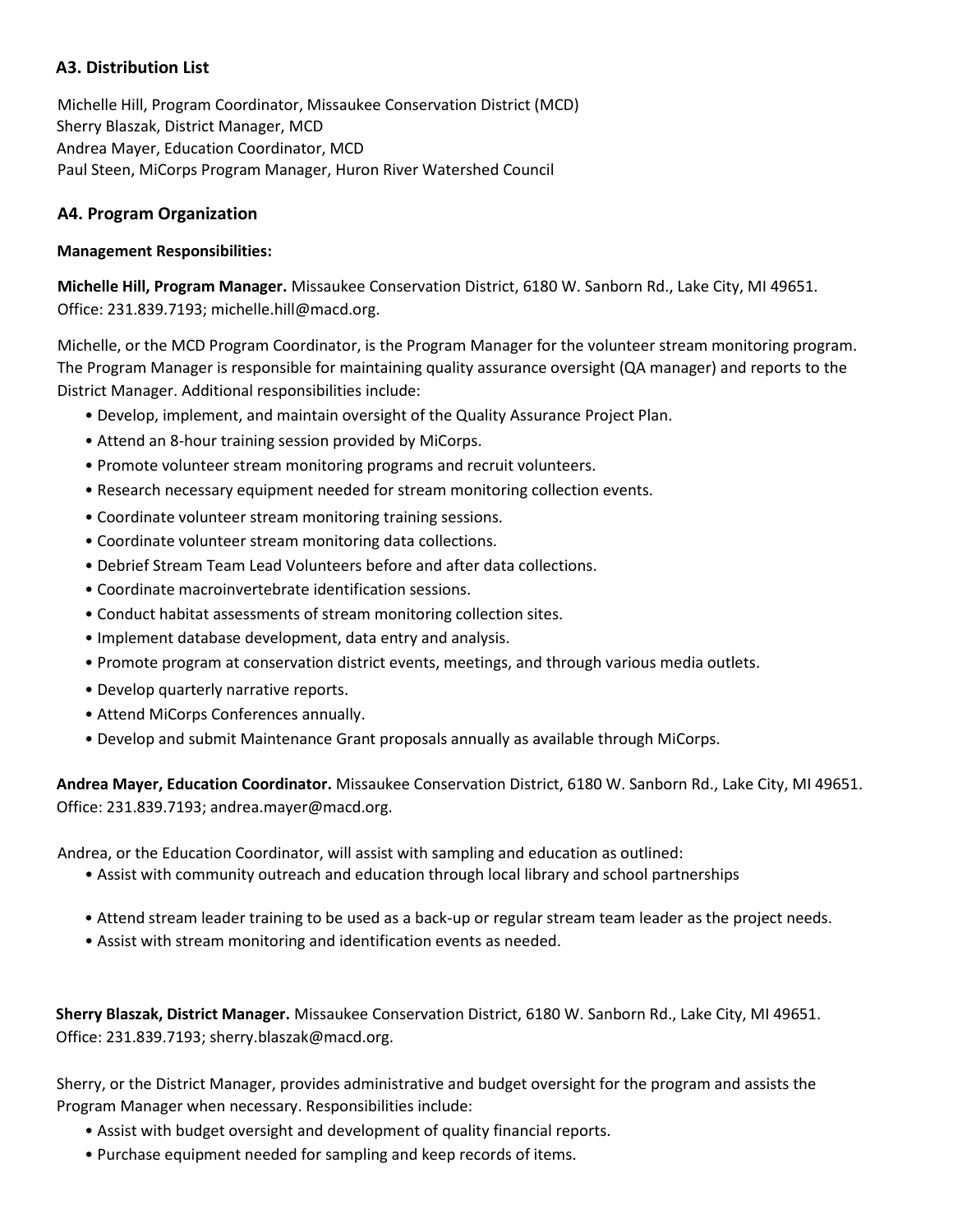## A3. Distribution List

Michelle Hill, Program Coordinator, Missaukee Conservation District (MCD)
Sherry Blaszak, District Manager, MCD
Andrea Mayer, Education Coordinator, MCD
Paul Steen, MiCorps Program Manager, Huron River Watershed Council

## A4. Program Organization

**Management Responsibilities:**

**Michelle Hill, Program Manager.** Missaukee Conservation District, 6180 W. Sanborn Rd., Lake City, MI 49651. Office: 231.839.7193; michelle.hill@macd.org.

Michelle, or the MCD Program Coordinator, is the Program Manager for the volunteer stream monitoring program. The Program Manager is responsible for maintaining quality assurance oversight (QA manager) and reports to the District Manager. Additional responsibilities include:

- Develop, implement, and maintain oversight of the Quality Assurance Project Plan.
- Attend an 8-hour training session provided by MiCorps.
- Promote volunteer stream monitoring programs and recruit volunteers.
- Research necessary equipment needed for stream monitoring collection events.
- Coordinate volunteer stream monitoring training sessions.
- Coordinate volunteer stream monitoring data collections.
- Debrief Stream Team Lead Volunteers before and after data collections.
- Coordinate macroinvertebrate identification sessions.
- Conduct habitat assessments of stream monitoring collection sites.
- Implement database development, data entry and analysis.
- Promote program at conservation district events, meetings, and through various media outlets.
- Develop quarterly narrative reports.
- Attend MiCorps Conferences annually.
- Develop and submit Maintenance Grant proposals annually as available through MiCorps.

**Andrea Mayer, Education Coordinator.** Missaukee Conservation District, 6180 W. Sanborn Rd., Lake City, MI 49651. Office: 231.839.7193; andrea.mayer@macd.org.

Andrea, or the Education Coordinator, will assist with sampling and education as outlined:

- Assist with community outreach and education through local library and school partnerships
- Attend stream leader training to be used as a back-up or regular stream team leader as the project needs.
- Assist with stream monitoring and identification events as needed.

**Sherry Blaszak, District Manager.** Missaukee Conservation District, 6180 W. Sanborn Rd., Lake City, MI 49651. Office: 231.839.7193; sherry.blaszak@macd.org.

Sherry, or the District Manager, provides administrative and budget oversight for the program and assists the Program Manager when necessary. Responsibilities include:

- Assist with budget oversight and development of quality financial reports.
- Purchase equipment needed for sampling and keep records of items.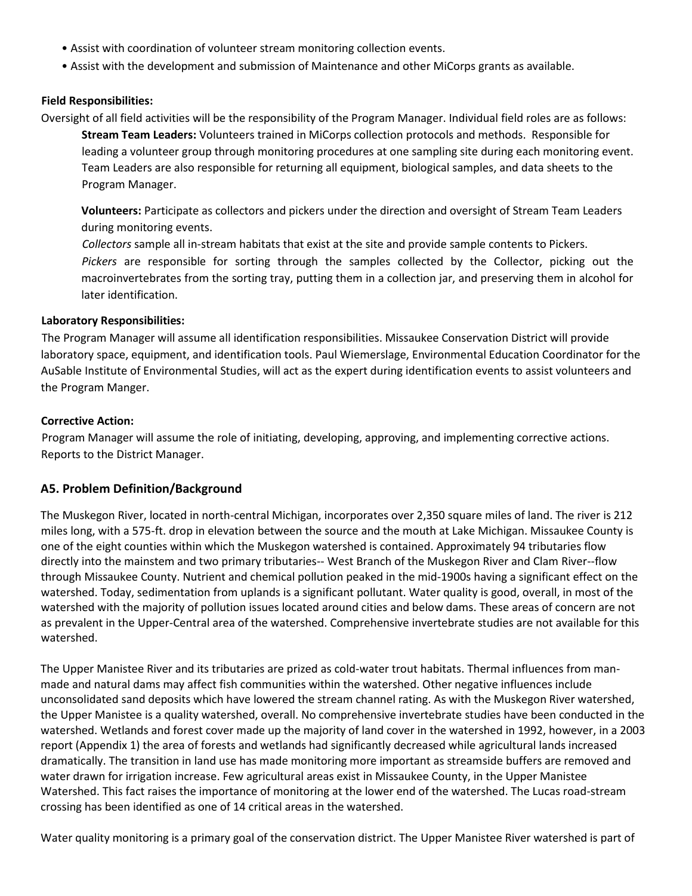- Assist with coordination of volunteer stream monitoring collection events.
- Assist with the development and submission of Maintenance and other MiCorps grants as available.

**Field Responsibilities:**

Oversight of all field activities will be the responsibility of the Program Manager. Individual field roles are as follows:

**Stream Team Leaders:** Volunteers trained in MiCorps collection protocols and methods. Responsible for leading a volunteer group through monitoring procedures at one sampling site during each monitoring event. Team Leaders are also responsible for returning all equipment, biological samples, and data sheets to the Program Manager.

**Volunteers:** Participate as collectors and pickers under the direction and oversight of Stream Team Leaders during monitoring events.

*Collectors* sample all in-stream habitats that exist at the site and provide sample contents to Pickers.

*Pickers* are responsible for sorting through the samples collected by the Collector, picking out the macroinvertebrates from the sorting tray, putting them in a collection jar, and preserving them in alcohol for later identification.

**Laboratory Responsibilities:**

The Program Manager will assume all identification responsibilities. Missaukee Conservation District will provide laboratory space, equipment, and identification tools. Paul Wiemerslage, Environmental Education Coordinator for the AuSable Institute of Environmental Studies, will act as the expert during identification events to assist volunteers and the Program Manger.

**Corrective Action:**

Program Manager will assume the role of initiating, developing, approving, and implementing corrective actions. Reports to the District Manager.

## A5. Problem Definition/Background

The Muskegon River, located in north-central Michigan, incorporates over 2,350 square miles of land. The river is 212 miles long, with a 575-ft. drop in elevation between the source and the mouth at Lake Michigan. Missaukee County is one of the eight counties within which the Muskegon watershed is contained. Approximately 94 tributaries flow directly into the mainstem and two primary tributaries-- West Branch of the Muskegon River and Clam River--flow through Missaukee County. Nutrient and chemical pollution peaked in the mid-1900s having a significant effect on the watershed. Today, sedimentation from uplands is a significant pollutant. Water quality is good, overall, in most of the watershed with the majority of pollution issues located around cities and below dams. These areas of concern are not as prevalent in the Upper-Central area of the watershed. Comprehensive invertebrate studies are not available for this watershed.

The Upper Manistee River and its tributaries are prized as cold-water trout habitats. Thermal influences from man-made and natural dams may affect fish communities within the watershed. Other negative influences include unconsolidated sand deposits which have lowered the stream channel rating. As with the Muskegon River watershed, the Upper Manistee is a quality watershed, overall. No comprehensive invertebrate studies have been conducted in the watershed. Wetlands and forest cover made up the majority of land cover in the watershed in 1992, however, in a 2003 report (Appendix 1) the area of forests and wetlands had significantly decreased while agricultural lands increased dramatically. The transition in land use has made monitoring more important as streamside buffers are removed and water drawn for irrigation increase. Few agricultural areas exist in Missaukee County, in the Upper Manistee Watershed. This fact raises the importance of monitoring at the lower end of the watershed. The Lucas road-stream crossing has been identified as one of 14 critical areas in the watershed.

Water quality monitoring is a primary goal of the conservation district. The Upper Manistee River watershed is part of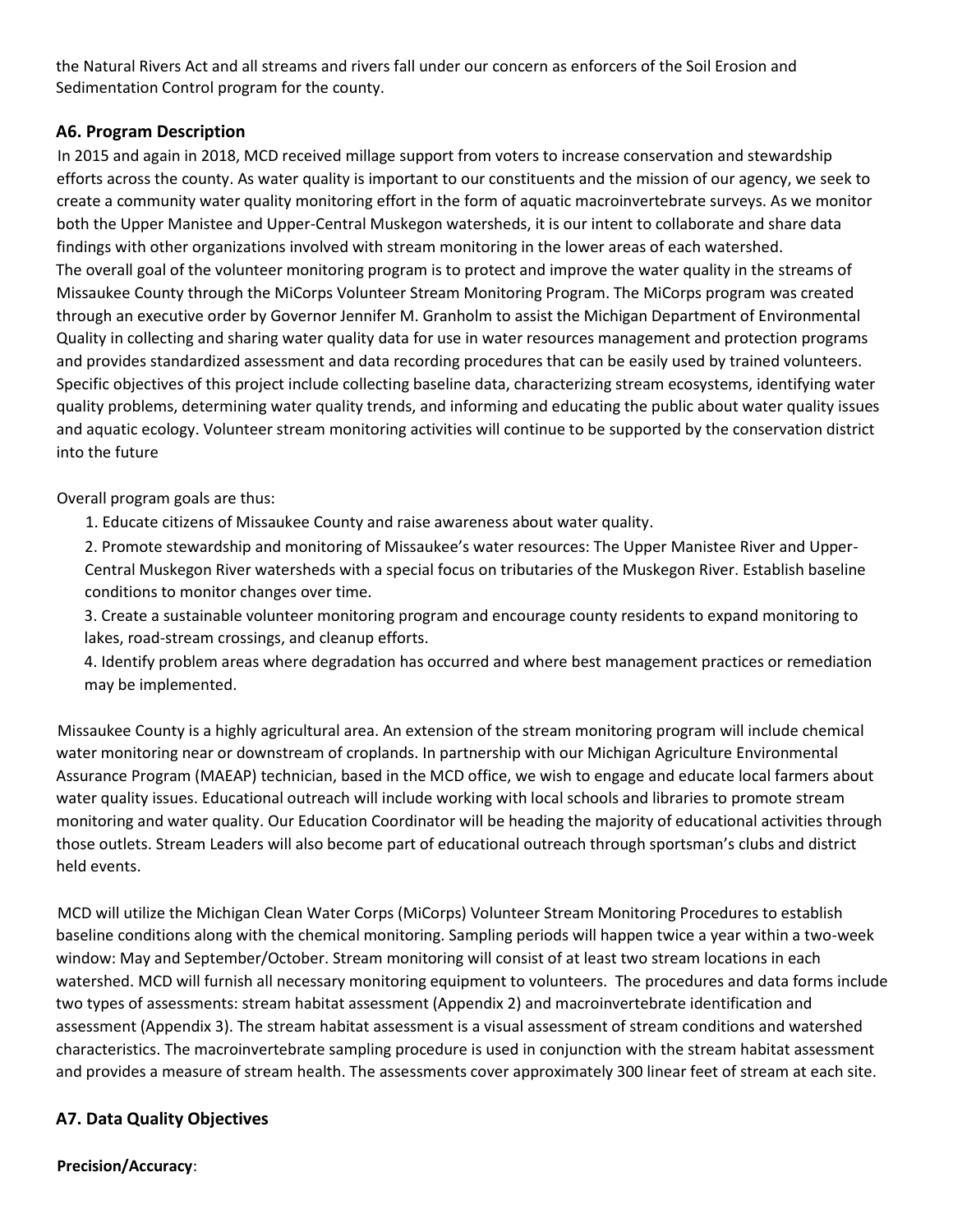the Natural Rivers Act and all streams and rivers fall under our concern as enforcers of the Soil Erosion and Sedimentation Control program for the county.

### A6. Program Description

In 2015 and again in 2018, MCD received millage support from voters to increase conservation and stewardship efforts across the county. As water quality is important to our constituents and the mission of our agency, we seek to create a community water quality monitoring effort in the form of aquatic macroinvertebrate surveys. As we monitor both the Upper Manistee and Upper-Central Muskegon watersheds, it is our intent to collaborate and share data findings with other organizations involved with stream monitoring in the lower areas of each watershed.

The overall goal of the volunteer monitoring program is to protect and improve the water quality in the streams of Missaukee County through the MiCorps Volunteer Stream Monitoring Program. The MiCorps program was created through an executive order by Governor Jennifer M. Granholm to assist the Michigan Department of Environmental Quality in collecting and sharing water quality data for use in water resources management and protection programs and provides standardized assessment and data recording procedures that can be easily used by trained volunteers. Specific objectives of this project include collecting baseline data, characterizing stream ecosystems, identifying water quality problems, determining water quality trends, and informing and educating the public about water quality issues and aquatic ecology. Volunteer stream monitoring activities will continue to be supported by the conservation district into the future

Overall program goals are thus:

1. Educate citizens of Missaukee County and raise awareness about water quality.
2. Promote stewardship and monitoring of Missaukee's water resources: The Upper Manistee River and Upper-Central Muskegon River watersheds with a special focus on tributaries of the Muskegon River. Establish baseline conditions to monitor changes over time.
3. Create a sustainable volunteer monitoring program and encourage county residents to expand monitoring to lakes, road-stream crossings, and cleanup efforts.
4. Identify problem areas where degradation has occurred and where best management practices or remediation may be implemented.

Missaukee County is a highly agricultural area. An extension of the stream monitoring program will include chemical water monitoring near or downstream of croplands. In partnership with our Michigan Agriculture Environmental Assurance Program (MAEAP) technician, based in the MCD office, we wish to engage and educate local farmers about water quality issues. Educational outreach will include working with local schools and libraries to promote stream monitoring and water quality. Our Education Coordinator will be heading the majority of educational activities through those outlets. Stream Leaders will also become part of educational outreach through sportsman's clubs and district held events.

MCD will utilize the Michigan Clean Water Corps (MiCorps) Volunteer Stream Monitoring Procedures to establish baseline conditions along with the chemical monitoring. Sampling periods will happen twice a year within a two-week window: May and September/October. Stream monitoring will consist of at least two stream locations in each watershed. MCD will furnish all necessary monitoring equipment to volunteers. The procedures and data forms include two types of assessments: stream habitat assessment (Appendix 2) and macroinvertebrate identification and assessment (Appendix 3). The stream habitat assessment is a visual assessment of stream conditions and watershed characteristics. The macroinvertebrate sampling procedure is used in conjunction with the stream habitat assessment and provides a measure of stream health. The assessments cover approximately 300 linear feet of stream at each site.

### A7. Data Quality Objectives

**Precision/Accuracy**: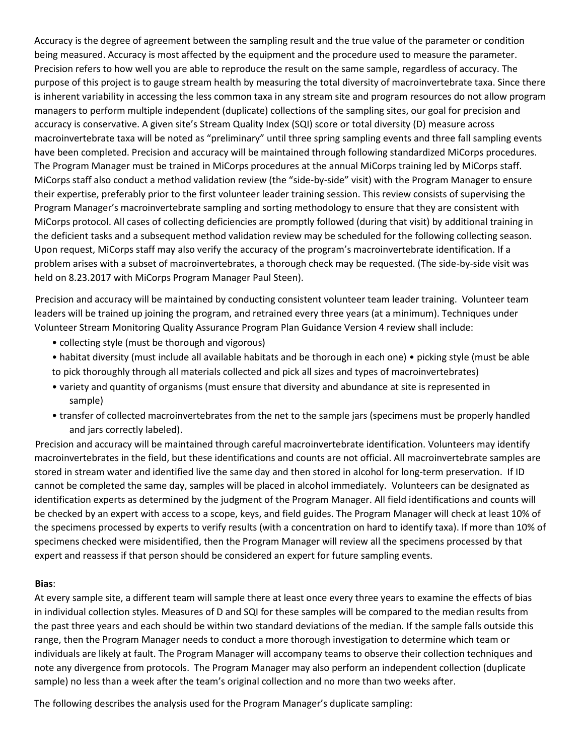Accuracy is the degree of agreement between the sampling result and the true value of the parameter or condition being measured. Accuracy is most affected by the equipment and the procedure used to measure the parameter. Precision refers to how well you are able to reproduce the result on the same sample, regardless of accuracy. The purpose of this project is to gauge stream health by measuring the total diversity of macroinvertebrate taxa. Since there is inherent variability in accessing the less common taxa in any stream site and program resources do not allow program managers to perform multiple independent (duplicate) collections of the sampling sites, our goal for precision and accuracy is conservative. A given site's Stream Quality Index (SQI) score or total diversity (D) measure across macroinvertebrate taxa will be noted as "preliminary" until three spring sampling events and three fall sampling events have been completed. Precision and accuracy will be maintained through following standardized MiCorps procedures. The Program Manager must be trained in MiCorps procedures at the annual MiCorps training led by MiCorps staff. MiCorps staff also conduct a method validation review (the "side-by-side" visit) with the Program Manager to ensure their expertise, preferably prior to the first volunteer leader training session. This review consists of supervising the Program Manager's macroinvertebrate sampling and sorting methodology to ensure that they are consistent with MiCorps protocol. All cases of collecting deficiencies are promptly followed (during that visit) by additional training in the deficient tasks and a subsequent method validation review may be scheduled for the following collecting season. Upon request, MiCorps staff may also verify the accuracy of the program's macroinvertebrate identification. If a problem arises with a subset of macroinvertebrates, a thorough check may be requested. (The side-by-side visit was held on 8.23.2017 with MiCorps Program Manager Paul Steen).

Precision and accuracy will be maintained by conducting consistent volunteer team leader training. Volunteer team leaders will be trained up joining the program, and retrained every three years (at a minimum). Techniques under Volunteer Stream Monitoring Quality Assurance Program Plan Guidance Version 4 review shall include:

- collecting style (must be thorough and vigorous)
- habitat diversity (must include all available habitats and be thorough in each one)
- picking style (must be able to pick thoroughly through all materials collected and pick all sizes and types of macroinvertebrates)
- variety and quantity of organisms (must ensure that diversity and abundance at site is represented in sample)
- transfer of collected macroinvertebrates from the net to the sample jars (specimens must be properly handled and jars correctly labeled).

Precision and accuracy will be maintained through careful macroinvertebrate identification. Volunteers may identify macroinvertebrates in the field, but these identifications and counts are not official. All macroinvertebrate samples are stored in stream water and identified live the same day and then stored in alcohol for long-term preservation. If ID cannot be completed the same day, samples will be placed in alcohol immediately. Volunteers can be designated as identification experts as determined by the judgment of the Program Manager. All field identifications and counts will be checked by an expert with access to a scope, keys, and field guides. The Program Manager will check at least 10% of the specimens processed by experts to verify results (with a concentration on hard to identify taxa). If more than 10% of specimens checked were misidentified, then the Program Manager will review all the specimens processed by that expert and reassess if that person should be considered an expert for future sampling events.

**Bias**:

At every sample site, a different team will sample there at least once every three years to examine the effects of bias in individual collection styles. Measures of D and SQI for these samples will be compared to the median results from the past three years and each should be within two standard deviations of the median. If the sample falls outside this range, then the Program Manager needs to conduct a more thorough investigation to determine which team or individuals are likely at fault. The Program Manager will accompany teams to observe their collection techniques and note any divergence from protocols. The Program Manager may also perform an independent collection (duplicate sample) no less than a week after the team's original collection and no more than two weeks after.

The following describes the analysis used for the Program Manager's duplicate sampling: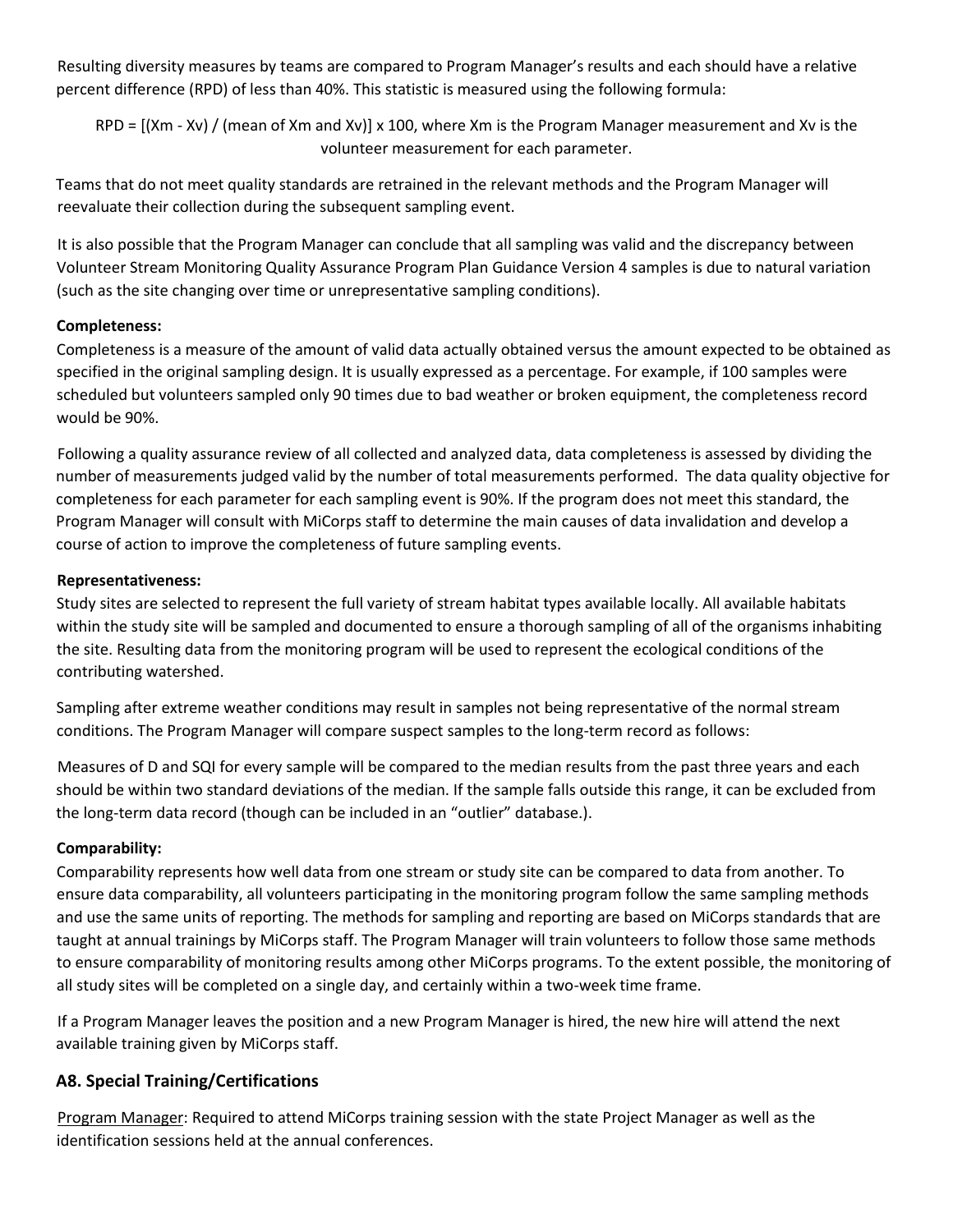Resulting diversity measures by teams are compared to Program Manager's results and each should have a relative percent difference (RPD) of less than 40%. This statistic is measured using the following formula:

$$RPD = [(X_m - X_v) / (\text{mean of } X_m \text{ and } X_v)] \times 100$$

where $X_m$ is the Program Manager measurement and $X_v$ is the volunteer measurement for each parameter.

Teams that do not meet quality standards are retrained in the relevant methods and the Program Manager will reevaluate their collection during the subsequent sampling event.

It is also possible that the Program Manager can conclude that all sampling was valid and the discrepancy between Volunteer Stream Monitoring Quality Assurance Program Plan Guidance Version 4 samples is due to natural variation (such as the site changing over time or unrepresentative sampling conditions).

**Completeness:**
Completeness is a measure of the amount of valid data actually obtained versus the amount expected to be obtained as specified in the original sampling design. It is usually expressed as a percentage. For example, if 100 samples were scheduled but volunteers sampled only 90 times due to bad weather or broken equipment, the completeness record would be 90%.

Following a quality assurance review of all collected and analyzed data, data completeness is assessed by dividing the number of measurements judged valid by the number of total measurements performed. The data quality objective for completeness for each parameter for each sampling event is 90%. If the program does not meet this standard, the Program Manager will consult with MiCorps staff to determine the main causes of data invalidation and develop a course of action to improve the completeness of future sampling events.

**Representativeness:**
Study sites are selected to represent the full variety of stream habitat types available locally. All available habitats within the study site will be sampled and documented to ensure a thorough sampling of all of the organisms inhabiting the site. Resulting data from the monitoring program will be used to represent the ecological conditions of the contributing watershed.

Sampling after extreme weather conditions may result in samples not being representative of the normal stream conditions. The Program Manager will compare suspect samples to the long-term record as follows:

Measures of D and SQI for every sample will be compared to the median results from the past three years and each should be within two standard deviations of the median. If the sample falls outside this range, it can be excluded from the long-term data record (though can be included in an "outlier" database.).

**Comparability:**
Comparability represents how well data from one stream or study site can be compared to data from another. To ensure data comparability, all volunteers participating in the monitoring program follow the same sampling methods and use the same units of reporting. The methods for sampling and reporting are based on MiCorps standards that are taught at annual trainings by MiCorps staff. The Program Manager will train volunteers to follow those same methods to ensure comparability of monitoring results among other MiCorps programs. To the extent possible, the monitoring of all study sites will be completed on a single day, and certainly within a two-week time frame.

If a Program Manager leaves the position and a new Program Manager is hired, the new hire will attend the next available training given by MiCorps staff.

## A8. Special Training/Certifications

Program Manager: Required to attend MiCorps training session with the state Project Manager as well as the identification sessions held at the annual conferences.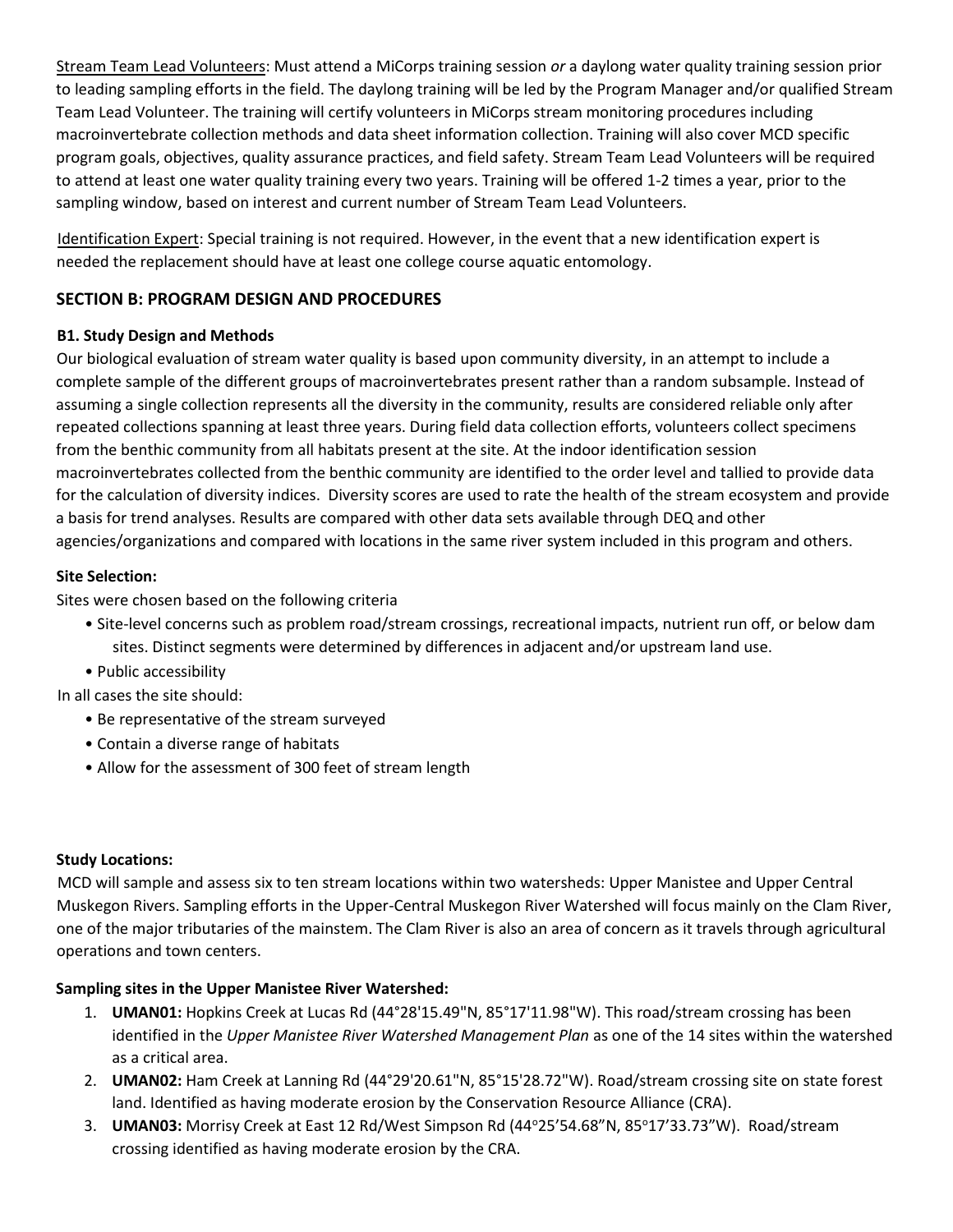<u>Stream Team Lead Volunteers</u>: Must attend a MiCorps training session *or* a daylong water quality training session prior to leading sampling efforts in the field. The daylong training will be led by the Program Manager and/or qualified Stream Team Lead Volunteer. The training will certify volunteers in MiCorps stream monitoring procedures including macroinvertebrate collection methods and data sheet information collection. Training will also cover MCD specific program goals, objectives, quality assurance practices, and field safety. Stream Team Lead Volunteers will be required to attend at least one water quality training every two years. Training will be offered 1-2 times a year, prior to the sampling window, based on interest and current number of Stream Team Lead Volunteers.

<u>Identification Expert</u>: Special training is not required. However, in the event that a new identification expert is needed the replacement should have at least one college course aquatic entomology.

## SECTION B: PROGRAM DESIGN AND PROCEDURES

### B1. Study Design and Methods

Our biological evaluation of stream water quality is based upon community diversity, in an attempt to include a complete sample of the different groups of macroinvertebrates present rather than a random subsample. Instead of assuming a single collection represents all the diversity in the community, results are considered reliable only after repeated collections spanning at least three years. During field data collection efforts, volunteers collect specimens from the benthic community from all habitats present at the site. At the indoor identification session macroinvertebrates collected from the benthic community are identified to the order level and tallied to provide data for the calculation of diversity indices. Diversity scores are used to rate the health of the stream ecosystem and provide a basis for trend analyses. Results are compared with other data sets available through DEQ and other agencies/organizations and compared with locations in the same river system included in this program and others.

**Site Selection:**

Sites were chosen based on the following criteria

- Site-level concerns such as problem road/stream crossings, recreational impacts, nutrient run off, or below dam sites. Distinct segments were determined by differences in adjacent and/or upstream land use.
- Public accessibility

In all cases the site should:

- Be representative of the stream surveyed
- Contain a diverse range of habitats
- Allow for the assessment of 300 feet of stream length

**Study Locations:**

MCD will sample and assess six to ten stream locations within two watersheds: Upper Manistee and Upper Central Muskegon Rivers. Sampling efforts in the Upper-Central Muskegon River Watershed will focus mainly on the Clam River, one of the major tributaries of the mainstem. The Clam River is also an area of concern as it travels through agricultural operations and town centers.

**Sampling sites in the Upper Manistee River Watershed:**

1. **UMAN01:** Hopkins Creek at Lucas Rd (44°28'15.49"N, 85°17'11.98"W). This road/stream crossing has been identified in the *Upper Manistee River Watershed Management Plan* as one of the 14 sites within the watershed as a critical area.
2. **UMAN02:** Ham Creek at Lanning Rd (44°29'20.61"N, 85°15'28.72"W). Road/stream crossing site on state forest land. Identified as having moderate erosion by the Conservation Resource Alliance (CRA).
3. **UMAN03:** Morrisy Creek at East 12 Rd/West Simpson Rd (44°25'54.68"N, 85°17'33.73"W). Road/stream crossing identified as having moderate erosion by the CRA.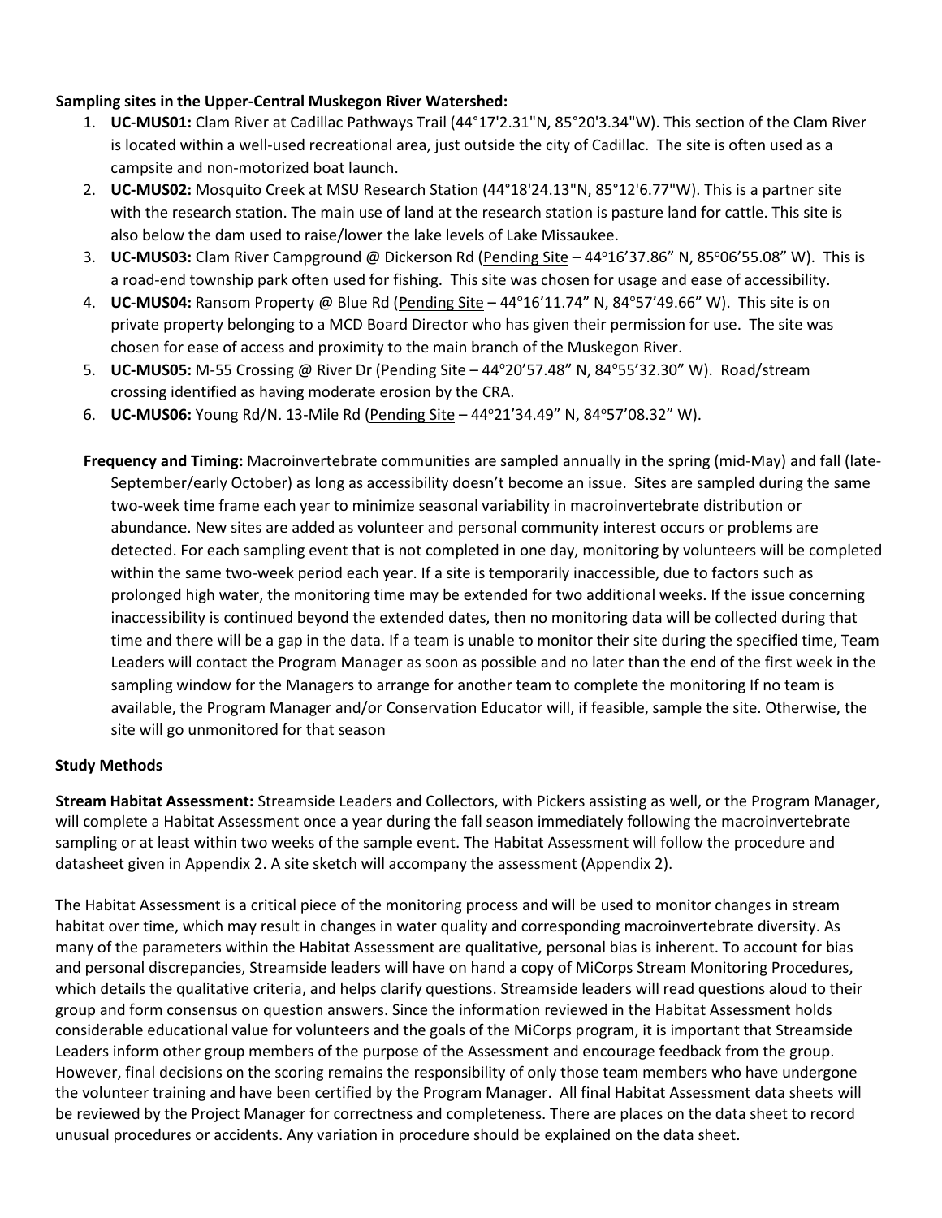**Sampling sites in the Upper-Central Muskegon River Watershed:**

1. **UC-MUS01:** Clam River at Cadillac Pathways Trail (44°17'2.31"N, 85°20'3.34"W). This section of the Clam River is located within a well-used recreational area, just outside the city of Cadillac. The site is often used as a campsite and non-motorized boat launch.
2. **UC-MUS02:** Mosquito Creek at MSU Research Station (44°18'24.13"N, 85°12'6.77"W). This is a partner site with the research station. The main use of land at the research station is pasture land for cattle. This site is also below the dam used to raise/lower the lake levels of Lake Missaukee.
3. **UC-MUS03:** Clam River Campground @ Dickerson Rd (<u>Pending Site</u> – 44°16'37.86" N, 85°06'55.08" W). This is a road-end township park often used for fishing. This site was chosen for usage and ease of accessibility.
4. **UC-MUS04:** Ransom Property @ Blue Rd (<u>Pending Site</u> – 44°16'11.74" N, 84°57'49.66" W). This site is on private property belonging to a MCD Board Director who has given their permission for use. The site was chosen for ease of access and proximity to the main branch of the Muskegon River.
5. **UC-MUS05:** M-55 Crossing @ River Dr (<u>Pending Site</u> – 44°20'57.48" N, 84°55'32.30" W). Road/stream crossing identified as having moderate erosion by the CRA.
6. **UC-MUS06:** Young Rd/N. 13-Mile Rd (<u>Pending Site</u> – 44°21'34.49" N, 84°57'08.32" W).

**Frequency and Timing:** Macroinvertebrate communities are sampled annually in the spring (mid-May) and fall (late-September/early October) as long as accessibility doesn't become an issue. Sites are sampled during the same two-week time frame each year to minimize seasonal variability in macroinvertebrate distribution or abundance. New sites are added as volunteer and personal community interest occurs or problems are detected. For each sampling event that is not completed in one day, monitoring by volunteers will be completed within the same two-week period each year. If a site is temporarily inaccessible, due to factors such as prolonged high water, the monitoring time may be extended for two additional weeks. If the issue concerning inaccessibility is continued beyond the extended dates, then no monitoring data will be collected during that time and there will be a gap in the data. If a team is unable to monitor their site during the specified time, Team Leaders will contact the Program Manager as soon as possible and no later than the end of the first week in the sampling window for the Managers to arrange for another team to complete the monitoring If no team is available, the Program Manager and/or Conservation Educator will, if feasible, sample the site. Otherwise, the site will go unmonitored for that season

**Study Methods**

**Stream Habitat Assessment:** Streamside Leaders and Collectors, with Pickers assisting as well, or the Program Manager, will complete a Habitat Assessment once a year during the fall season immediately following the macroinvertebrate sampling or at least within two weeks of the sample event. The Habitat Assessment will follow the procedure and datasheet given in Appendix 2. A site sketch will accompany the assessment (Appendix 2).

The Habitat Assessment is a critical piece of the monitoring process and will be used to monitor changes in stream habitat over time, which may result in changes in water quality and corresponding macroinvertebrate diversity. As many of the parameters within the Habitat Assessment are qualitative, personal bias is inherent. To account for bias and personal discrepancies, Streamside leaders will have on hand a copy of MiCorps Stream Monitoring Procedures, which details the qualitative criteria, and helps clarify questions. Streamside leaders will read questions aloud to their group and form consensus on question answers. Since the information reviewed in the Habitat Assessment holds considerable educational value for volunteers and the goals of the MiCorps program, it is important that Streamside Leaders inform other group members of the purpose of the Assessment and encourage feedback from the group. However, final decisions on the scoring remains the responsibility of only those team members who have undergone the volunteer training and have been certified by the Program Manager. All final Habitat Assessment data sheets will be reviewed by the Project Manager for correctness and completeness. There are places on the data sheet to record unusual procedures or accidents. Any variation in procedure should be explained on the data sheet.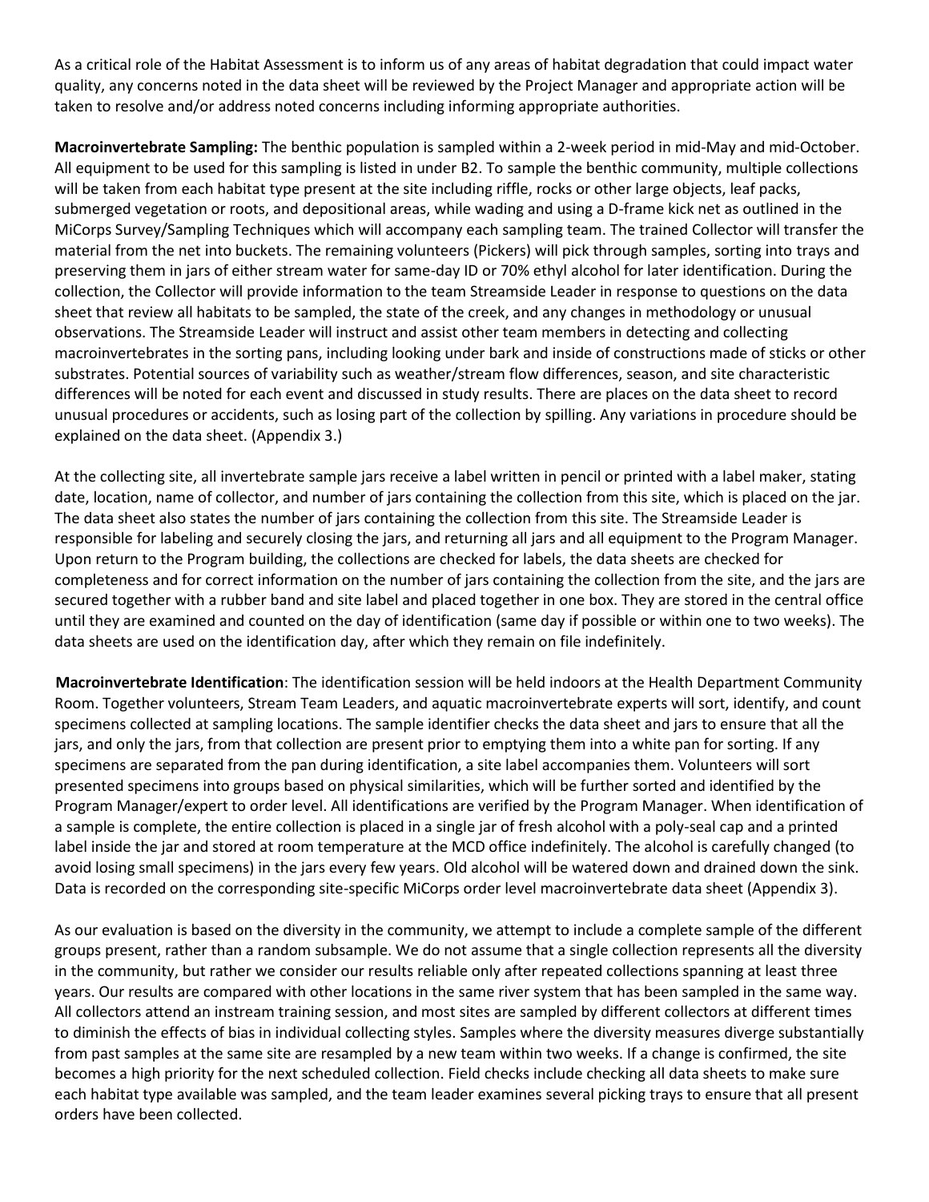As a critical role of the Habitat Assessment is to inform us of any areas of habitat degradation that could impact water quality, any concerns noted in the data sheet will be reviewed by the Project Manager and appropriate action will be taken to resolve and/or address noted concerns including informing appropriate authorities.

**Macroinvertebrate Sampling:** The benthic population is sampled within a 2-week period in mid-May and mid-October. All equipment to be used for this sampling is listed in under B2. To sample the benthic community, multiple collections will be taken from each habitat type present at the site including riffle, rocks or other large objects, leaf packs, submerged vegetation or roots, and depositional areas, while wading and using a D-frame kick net as outlined in the MiCorps Survey/Sampling Techniques which will accompany each sampling team. The trained Collector will transfer the material from the net into buckets. The remaining volunteers (Pickers) will pick through samples, sorting into trays and preserving them in jars of either stream water for same-day ID or 70% ethyl alcohol for later identification. During the collection, the Collector will provide information to the team Streamside Leader in response to questions on the data sheet that review all habitats to be sampled, the state of the creek, and any changes in methodology or unusual observations. The Streamside Leader will instruct and assist other team members in detecting and collecting macroinvertebrates in the sorting pans, including looking under bark and inside of constructions made of sticks or other substrates. Potential sources of variability such as weather/stream flow differences, season, and site characteristic differences will be noted for each event and discussed in study results. There are places on the data sheet to record unusual procedures or accidents, such as losing part of the collection by spilling. Any variations in procedure should be explained on the data sheet. (Appendix 3.)

At the collecting site, all invertebrate sample jars receive a label written in pencil or printed with a label maker, stating date, location, name of collector, and number of jars containing the collection from this site, which is placed on the jar. The data sheet also states the number of jars containing the collection from this site. The Streamside Leader is responsible for labeling and securely closing the jars, and returning all jars and all equipment to the Program Manager. Upon return to the Program building, the collections are checked for labels, the data sheets are checked for completeness and for correct information on the number of jars containing the collection from the site, and the jars are secured together with a rubber band and site label and placed together in one box. They are stored in the central office until they are examined and counted on the day of identification (same day if possible or within one to two weeks). The data sheets are used on the identification day, after which they remain on file indefinitely.

**Macroinvertebrate Identification**: The identification session will be held indoors at the Health Department Community Room. Together volunteers, Stream Team Leaders, and aquatic macroinvertebrate experts will sort, identify, and count specimens collected at sampling locations. The sample identifier checks the data sheet and jars to ensure that all the jars, and only the jars, from that collection are present prior to emptying them into a white pan for sorting. If any specimens are separated from the pan during identification, a site label accompanies them. Volunteers will sort presented specimens into groups based on physical similarities, which will be further sorted and identified by the Program Manager/expert to order level. All identifications are verified by the Program Manager. When identification of a sample is complete, the entire collection is placed in a single jar of fresh alcohol with a poly-seal cap and a printed label inside the jar and stored at room temperature at the MCD office indefinitely. The alcohol is carefully changed (to avoid losing small specimens) in the jars every few years. Old alcohol will be watered down and drained down the sink. Data is recorded on the corresponding site-specific MiCorps order level macroinvertebrate data sheet (Appendix 3).

As our evaluation is based on the diversity in the community, we attempt to include a complete sample of the different groups present, rather than a random subsample. We do not assume that a single collection represents all the diversity in the community, but rather we consider our results reliable only after repeated collections spanning at least three years. Our results are compared with other locations in the same river system that has been sampled in the same way. All collectors attend an instream training session, and most sites are sampled by different collectors at different times to diminish the effects of bias in individual collecting styles. Samples where the diversity measures diverge substantially from past samples at the same site are resampled by a new team within two weeks. If a change is confirmed, the site becomes a high priority for the next scheduled collection. Field checks include checking all data sheets to make sure each habitat type available was sampled, and the team leader examines several picking trays to ensure that all present orders have been collected.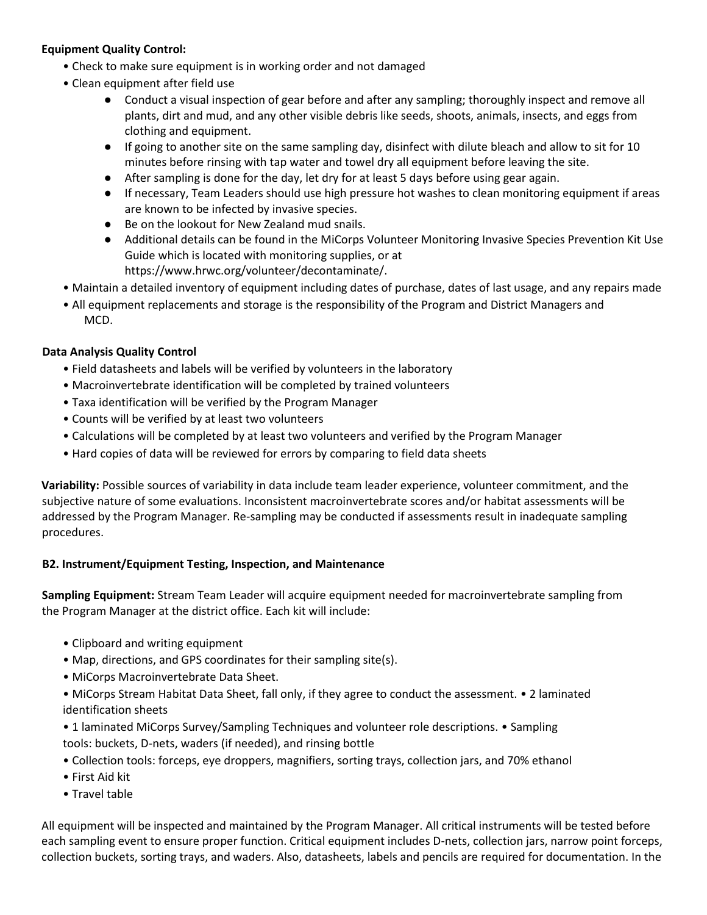**Equipment Quality Control:**

- Check to make sure equipment is in working order and not damaged
- Clean equipment after field use
    - Conduct a visual inspection of gear before and after any sampling; thoroughly inspect and remove all plants, dirt and mud, and any other visible debris like seeds, shoots, animals, insects, and eggs from clothing and equipment.
    - If going to another site on the same sampling day, disinfect with dilute bleach and allow to sit for 10 minutes before rinsing with tap water and towel dry all equipment before leaving the site.
    - After sampling is done for the day, let dry for at least 5 days before using gear again.
    - If necessary, Team Leaders should use high pressure hot washes to clean monitoring equipment if areas are known to be infected by invasive species.
    - Be on the lookout for New Zealand mud snails.
    - Additional details can be found in the MiCorps Volunteer Monitoring Invasive Species Prevention Kit Use Guide which is located with monitoring supplies, or at https://www.hrwc.org/volunteer/decontaminate/.
- Maintain a detailed inventory of equipment including dates of purchase, dates of last usage, and any repairs made
- All equipment replacements and storage is the responsibility of the Program and District Managers and MCD.

**Data Analysis Quality Control**

- Field datasheets and labels will be verified by volunteers in the laboratory
- Macroinvertebrate identification will be completed by trained volunteers
- Taxa identification will be verified by the Program Manager
- Counts will be verified by at least two volunteers
- Calculations will be completed by at least two volunteers and verified by the Program Manager
- Hard copies of data will be reviewed for errors by comparing to field data sheets

**Variability:** Possible sources of variability in data include team leader experience, volunteer commitment, and the subjective nature of some evaluations. Inconsistent macroinvertebrate scores and/or habitat assessments will be addressed by the Program Manager. Re-sampling may be conducted if assessments result in inadequate sampling procedures.

## B2. Instrument/Equipment Testing, Inspection, and Maintenance

**Sampling Equipment:** Stream Team Leader will acquire equipment needed for macroinvertebrate sampling from the Program Manager at the district office. Each kit will include:

- Clipboard and writing equipment
- Map, directions, and GPS coordinates for their sampling site(s).
- MiCorps Macroinvertebrate Data Sheet.
- MiCorps Stream Habitat Data Sheet, fall only, if they agree to conduct the assessment.
- 2 laminated identification sheets
- 1 laminated MiCorps Survey/Sampling Techniques and volunteer role descriptions.
- Sampling tools: buckets, D-nets, waders (if needed), and rinsing bottle
- Collection tools: forceps, eye droppers, magnifiers, sorting trays, collection jars, and 70% ethanol
- First Aid kit
- Travel table

All equipment will be inspected and maintained by the Program Manager. All critical instruments will be tested before each sampling event to ensure proper function. Critical equipment includes D-nets, collection jars, narrow point forceps, collection buckets, sorting trays, and waders. Also, datasheets, labels and pencils are required for documentation. In the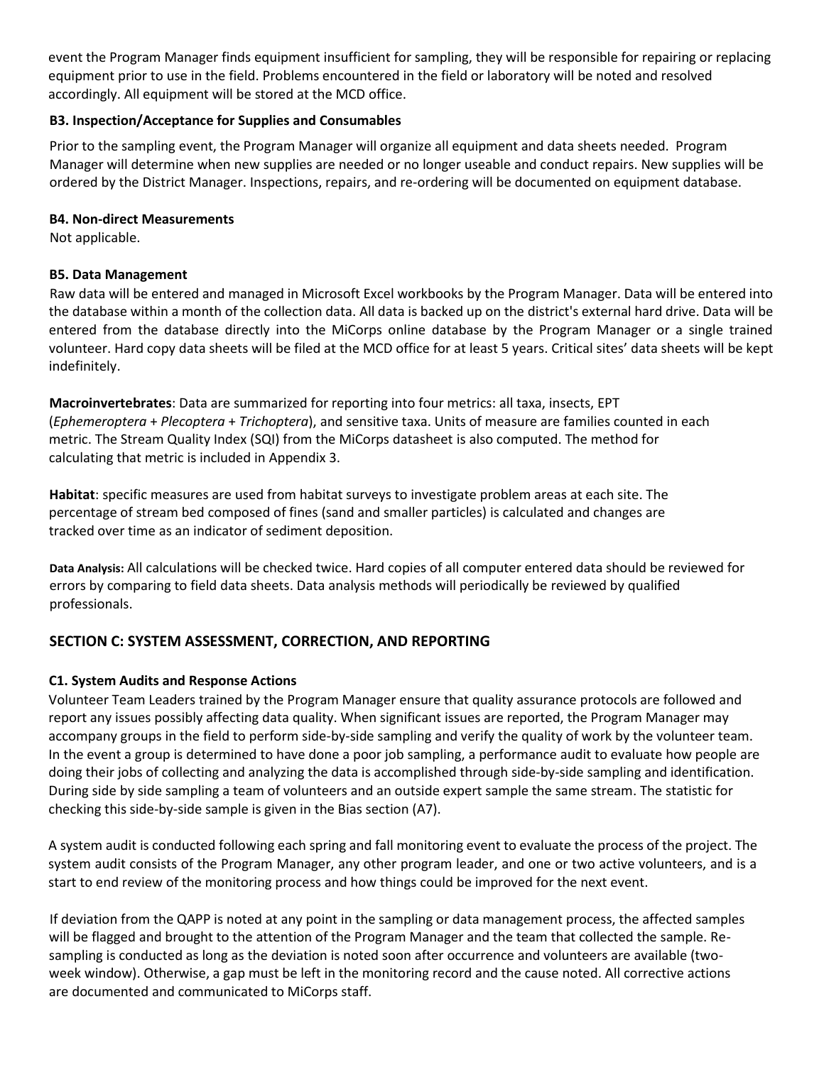event the Program Manager finds equipment insufficient for sampling, they will be responsible for repairing or replacing equipment prior to use in the field. Problems encountered in the field or laboratory will be noted and resolved accordingly. All equipment will be stored at the MCD office.

### B3. Inspection/Acceptance for Supplies and Consumables

Prior to the sampling event, the Program Manager will organize all equipment and data sheets needed. Program Manager will determine when new supplies are needed or no longer useable and conduct repairs. New supplies will be ordered by the District Manager. Inspections, repairs, and re-ordering will be documented on equipment database.

### B4. Non-direct Measurements

Not applicable.

### B5. Data Management

Raw data will be entered and managed in Microsoft Excel workbooks by the Program Manager. Data will be entered into the database within a month of the collection data. All data is backed up on the district's external hard drive. Data will be entered from the database directly into the MiCorps online database by the Program Manager or a single trained volunteer. Hard copy data sheets will be filed at the MCD office for at least 5 years. Critical sites' data sheets will be kept indefinitely.

**Macroinvertebrates**: Data are summarized for reporting into four metrics: all taxa, insects, EPT (*Ephemeroptera* + *Plecoptera* + *Trichoptera*), and sensitive taxa. Units of measure are families counted in each metric. The Stream Quality Index (SQI) from the MiCorps datasheet is also computed. The method for calculating that metric is included in Appendix 3.

**Habitat**: specific measures are used from habitat surveys to investigate problem areas at each site. The percentage of stream bed composed of fines (sand and smaller particles) is calculated and changes are tracked over time as an indicator of sediment deposition.

**Data Analysis:** All calculations will be checked twice. Hard copies of all computer entered data should be reviewed for errors by comparing to field data sheets. Data analysis methods will periodically be reviewed by qualified professionals.

## SECTION C: SYSTEM ASSESSMENT, CORRECTION, AND REPORTING

### C1. System Audits and Response Actions

Volunteer Team Leaders trained by the Program Manager ensure that quality assurance protocols are followed and report any issues possibly affecting data quality. When significant issues are reported, the Program Manager may accompany groups in the field to perform side-by-side sampling and verify the quality of work by the volunteer team. In the event a group is determined to have done a poor job sampling, a performance audit to evaluate how people are doing their jobs of collecting and analyzing the data is accomplished through side-by-side sampling and identification. During side by side sampling a team of volunteers and an outside expert sample the same stream. The statistic for checking this side-by-side sample is given in the Bias section (A7).

A system audit is conducted following each spring and fall monitoring event to evaluate the process of the project. The system audit consists of the Program Manager, any other program leader, and one or two active volunteers, and is a start to end review of the monitoring process and how things could be improved for the next event.

If deviation from the QAPP is noted at any point in the sampling or data management process, the affected samples will be flagged and brought to the attention of the Program Manager and the team that collected the sample. Re-sampling is conducted as long as the deviation is noted soon after occurrence and volunteers are available (two-week window). Otherwise, a gap must be left in the monitoring record and the cause noted. All corrective actions are documented and communicated to MiCorps staff.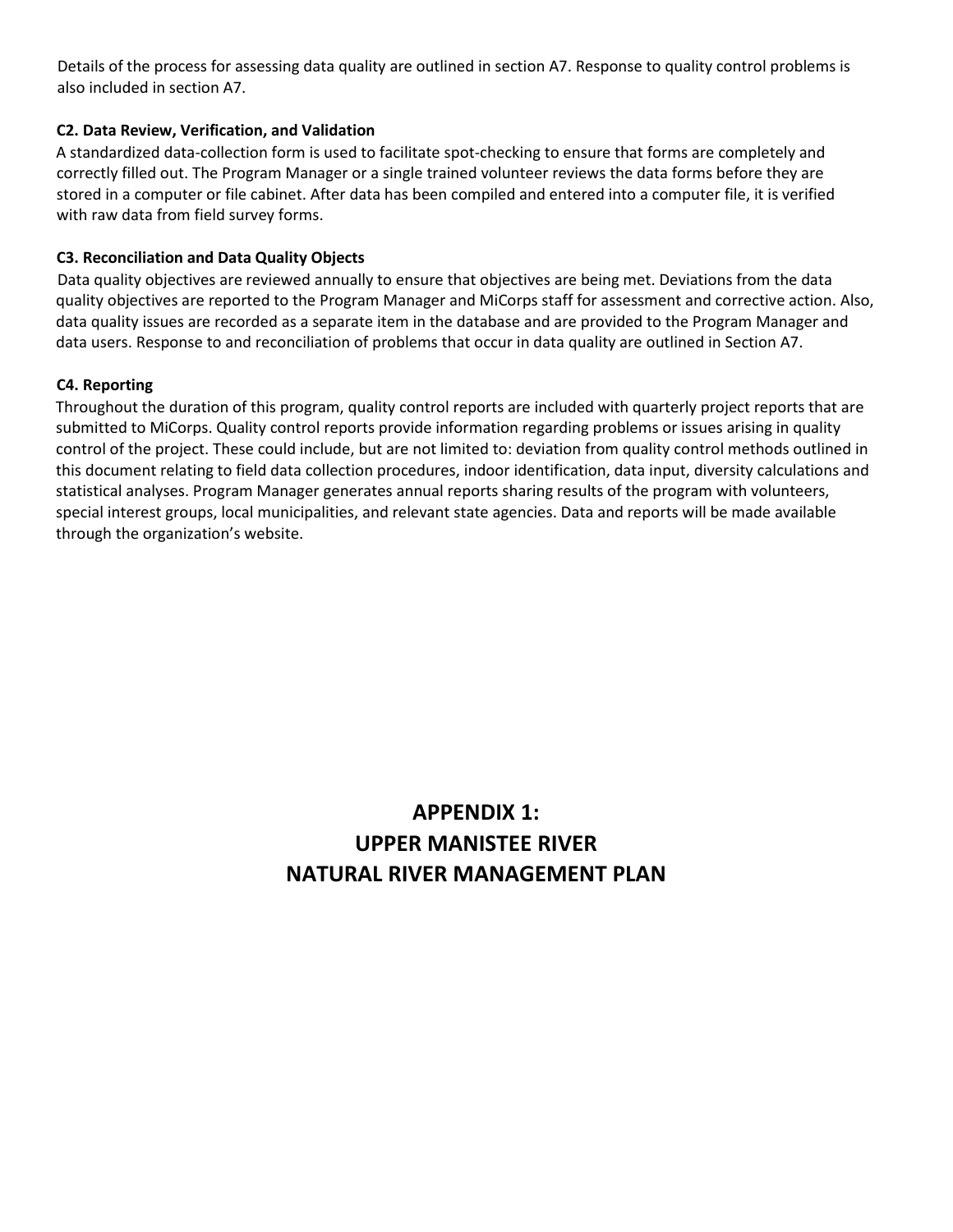Details of the process for assessing data quality are outlined in section A7. Response to quality control problems is also included in section A7.

### C2. Data Review, Verification, and Validation

A standardized data-collection form is used to facilitate spot-checking to ensure that forms are completely and correctly filled out. The Program Manager or a single trained volunteer reviews the data forms before they are stored in a computer or file cabinet. After data has been compiled and entered into a computer file, it is verified with raw data from field survey forms.

### C3. Reconciliation and Data Quality Objects

Data quality objectives are reviewed annually to ensure that objectives are being met. Deviations from the data quality objectives are reported to the Program Manager and MiCorps staff for assessment and corrective action. Also, data quality issues are recorded as a separate item in the database and are provided to the Program Manager and data users. Response to and reconciliation of problems that occur in data quality are outlined in Section A7.

### C4. Reporting

Throughout the duration of this program, quality control reports are included with quarterly project reports that are submitted to MiCorps. Quality control reports provide information regarding problems or issues arising in quality control of the project. These could include, but are not limited to: deviation from quality control methods outlined in this document relating to field data collection procedures, indoor identification, data input, diversity calculations and statistical analyses. Program Manager generates annual reports sharing results of the program with volunteers, special interest groups, local municipalities, and relevant state agencies. Data and reports will be made available through the organization's website.

# APPENDIX 1: UPPER MANISTEE RIVER NATURAL RIVER MANAGEMENT PLAN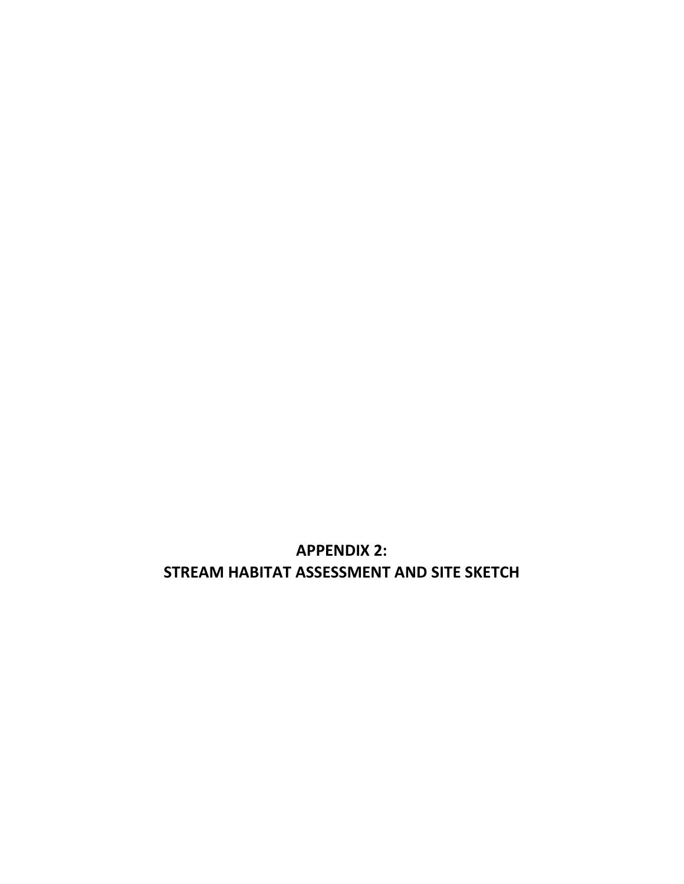# APPENDIX 2:
# STREAM HABITAT ASSESSMENT AND SITE SKETCH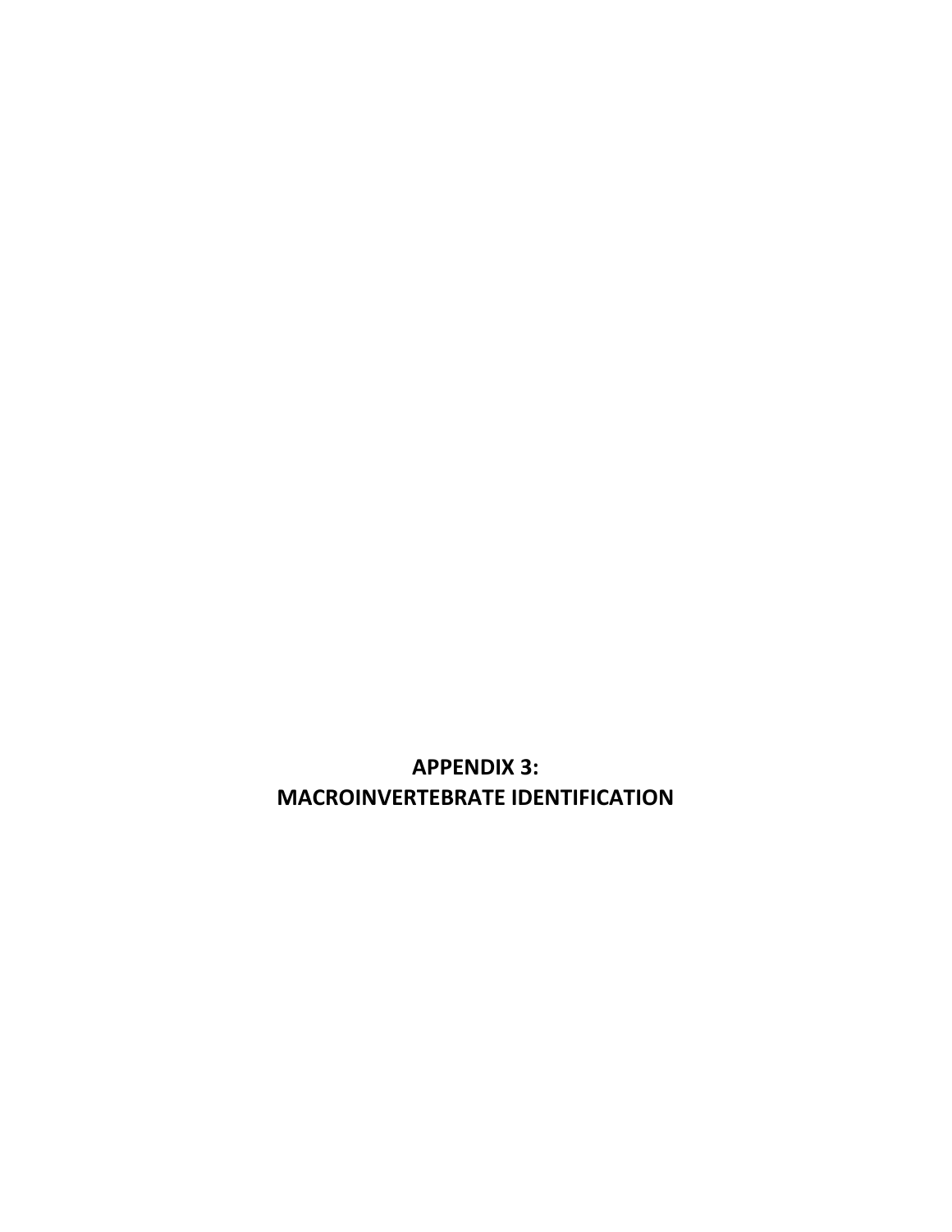# APPENDIX 3:
# MACROINVERTEBRATE IDENTIFICATION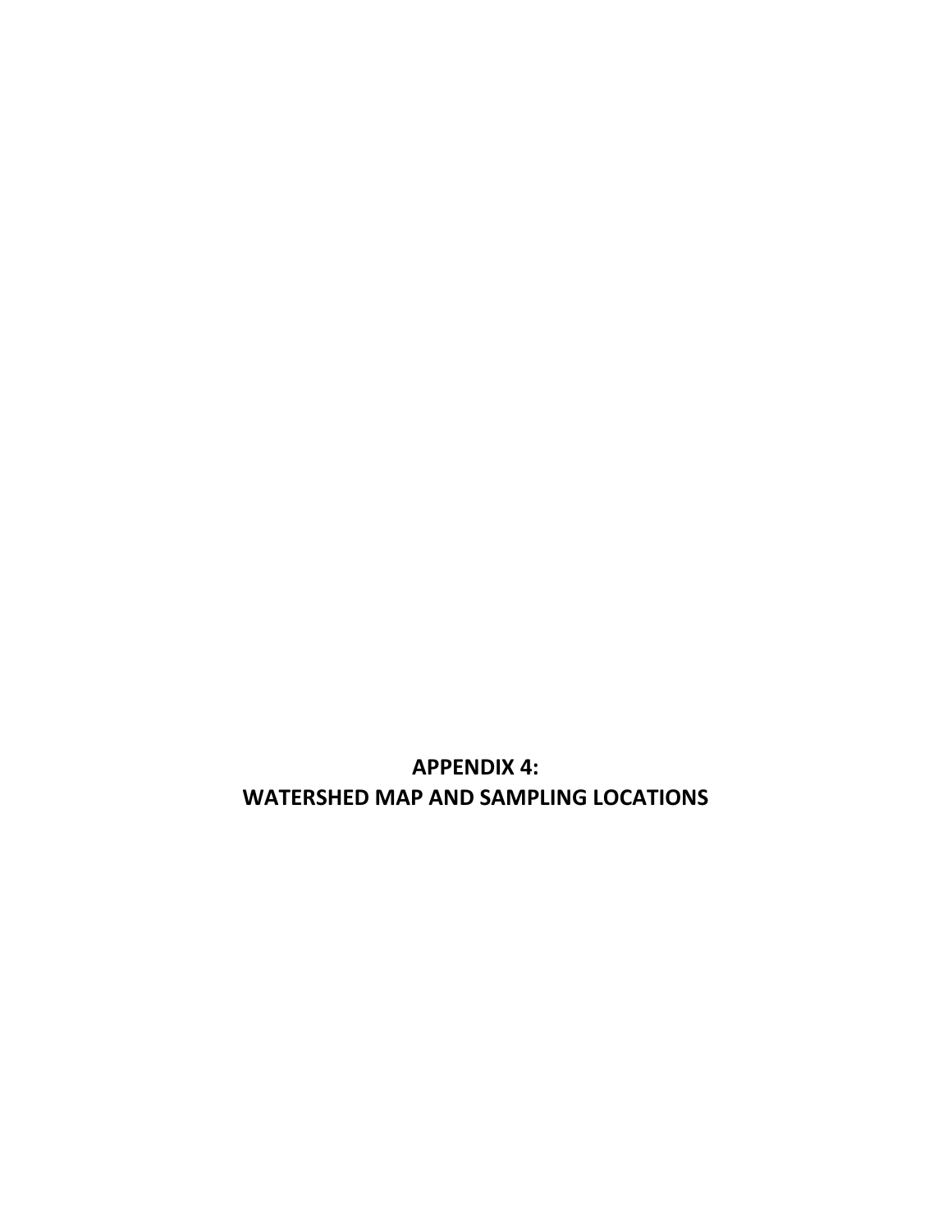# APPENDIX 4:
# WATERSHED MAP AND SAMPLING LOCATIONS